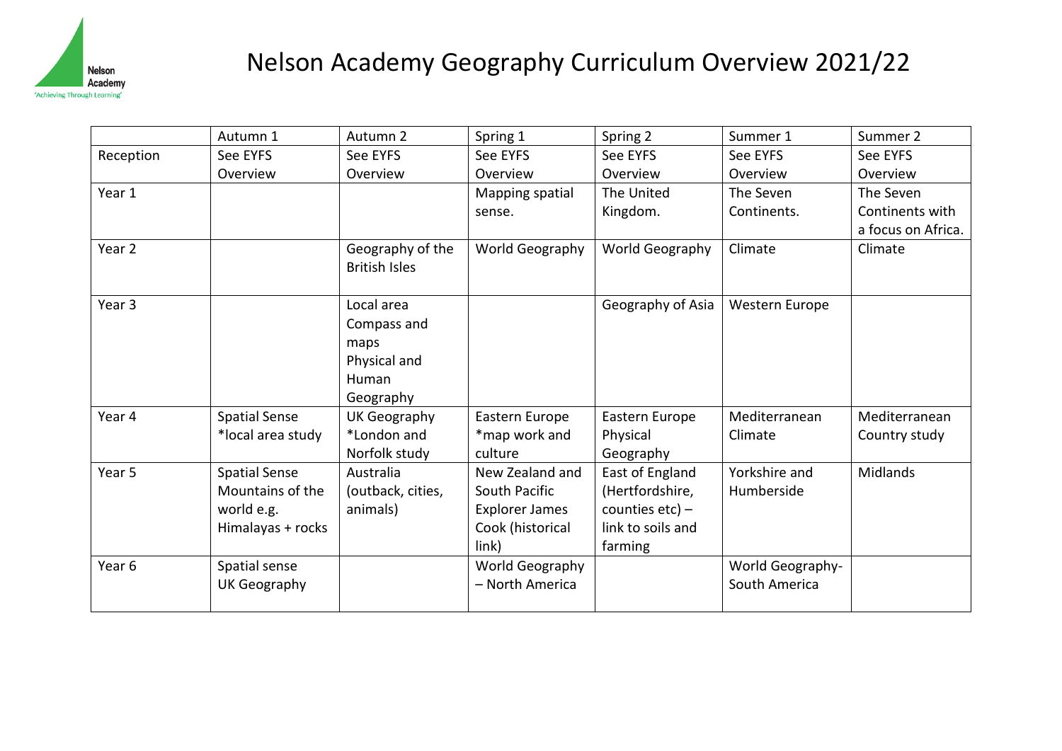Nelson Academy
'Achieving Through Learning'

# Nelson Academy Geography Curriculum Overview 2021/22

| | Autumn 1 | Autumn 2 | Spring 1 | Spring 2 | Summer 1 | Summer 2 |
|---|---|---|---|---|---|---|
| Reception | See EYFS Overview | See EYFS Overview | See EYFS Overview | See EYFS Overview | See EYFS Overview | See EYFS Overview |
| Year 1 | | | Mapping spatial sense. | The United Kingdom. | The Seven Continents. | The Seven Continents with a focus on Africa. |
| Year 2 | | Geography of the British Isles | World Geography | World Geography | Climate | Climate |
| Year 3 | | Local area Compass and maps Physical and Human Geography | | Geography of Asia | Western Europe | |
| Year 4 | Spatial Sense *local area study | UK Geography *London and Norfolk study | Eastern Europe *map work and culture | Eastern Europe Physical Geography | Mediterranean Climate | Mediterranean Country study |
| Year 5 | Spatial Sense Mountains of the world e.g. Himalayas + rocks | Australia (outback, cities, animals) | New Zealand and South Pacific Explorer James Cook (historical link) | East of England (Hertfordshire, counties etc) – link to soils and farming | Yorkshire and Humberside | Midlands |
| Year 6 | Spatial sense UK Geography | | World Geography – North America | | World Geography-South America | |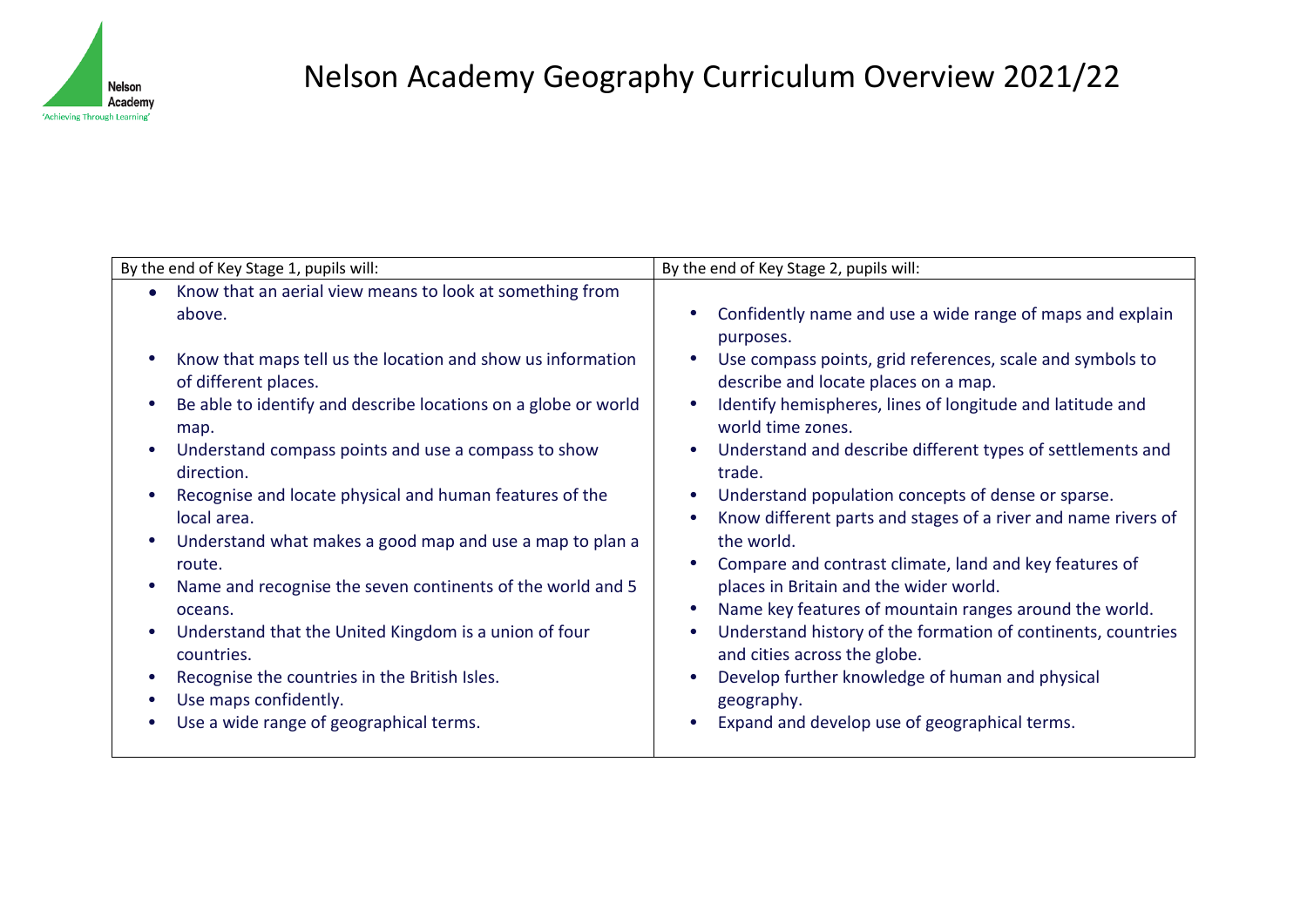# Nelson Academy Geography Curriculum Overview 2021/22

| By the end of Key Stage 1, pupils will: | By the end of Key Stage 2, pupils will: |
| --- | --- |
| • Know that an aerial view means to look at something from above.<br>• Know that maps tell us the location and show us information of different places.<br>• Be able to identify and describe locations on a globe or world map.<br>• Understand compass points and use a compass to show direction.<br>• Recognise and locate physical and human features of the local area.<br>• Understand what makes a good map and use a map to plan a route.<br>• Name and recognise the seven continents of the world and 5 oceans.<br>• Understand that the United Kingdom is a union of four countries.<br>• Recognise the countries in the British Isles.<br>• Use maps confidently.<br>• Use a wide range of geographical terms. | • Confidently name and use a wide range of maps and explain purposes.<br>• Use compass points, grid references, scale and symbols to describe and locate places on a map.<br>• Identify hemispheres, lines of longitude and latitude and world time zones.<br>• Understand and describe different types of settlements and trade.<br>• Understand population concepts of dense or sparse.<br>• Know different parts and stages of a river and name rivers of the world.<br>• Compare and contrast climate, land and key features of places in Britain and the wider world.<br>• Name key features of mountain ranges around the world.<br>• Understand history of the formation of continents, countries and cities across the globe.<br>• Develop further knowledge of human and physical geography.<br>• Expand and develop use of geographical terms. |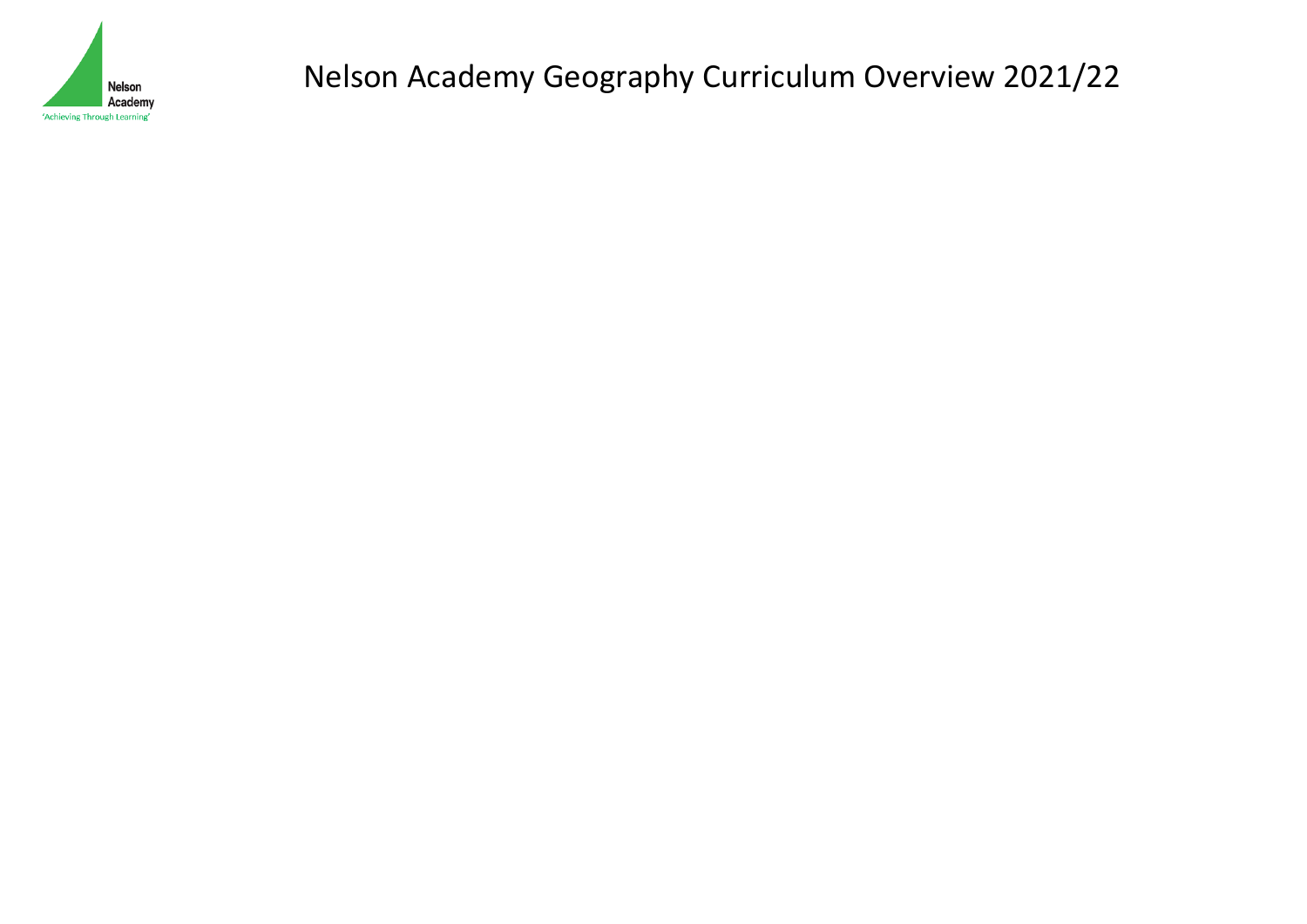Nelson Academy
'Achieving Through Learning'

# Nelson Academy Geography Curriculum Overview 2021/22